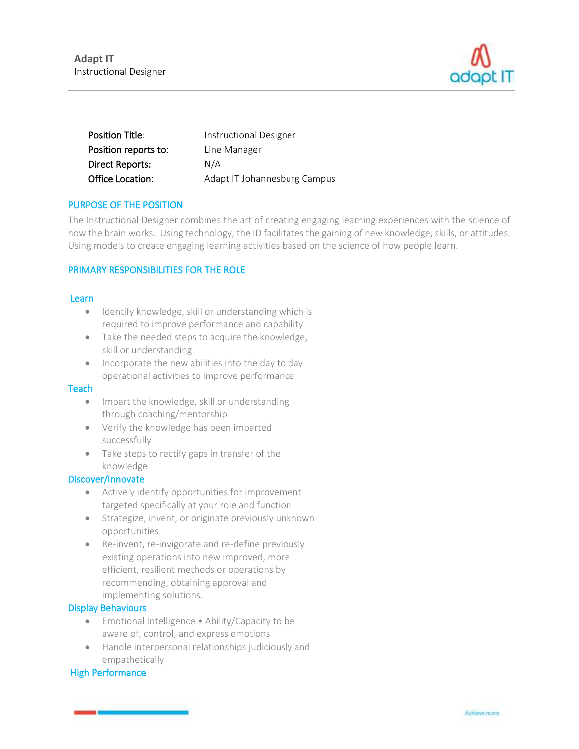**Adapt IT**
Instructional Designer

| | |
|---|---|
| **Position Title**: | Instructional Designer |
| **Position reports to**: | Line Manager |
| **Direct Reports:** | N/A |
| **Office Location**: | Adapt IT Johannesburg Campus |

## PURPOSE OF THE POSITION

The Instructional Designer combines the art of creating engaging learning experiences with the science of how the brain works. Using technology, the ID facilitates the gaining of new knowledge, skills, or attitudes. Using models to create engaging learning activities based on the science of how people learn.

## PRIMARY RESPONSIBILITIES FOR THE ROLE

### Learn

- Identify knowledge, skill or understanding which is required to improve performance and capability
- Take the needed steps to acquire the knowledge, skill or understanding
- Incorporate the new abilities into the day to day operational activities to improve performance

### Teach

- Impart the knowledge, skill or understanding through coaching/mentorship
- Verify the knowledge has been imparted successfully
- Take steps to rectify gaps in transfer of the knowledge

### Discover/Innovate

- Actively identify opportunities for improvement targeted specifically at your role and function
- Strategize, invent, or originate previously unknown opportunities
- Re-invent, re-invigorate and re-define previously existing operations into new improved, more efficient, resilient methods or operations by recommending, obtaining approval and implementing solutions.

### Display Behaviours

- Emotional Intelligence • Ability/Capacity to be aware of, control, and express emotions
- Handle interpersonal relationships judiciously and empathetically

### High Performance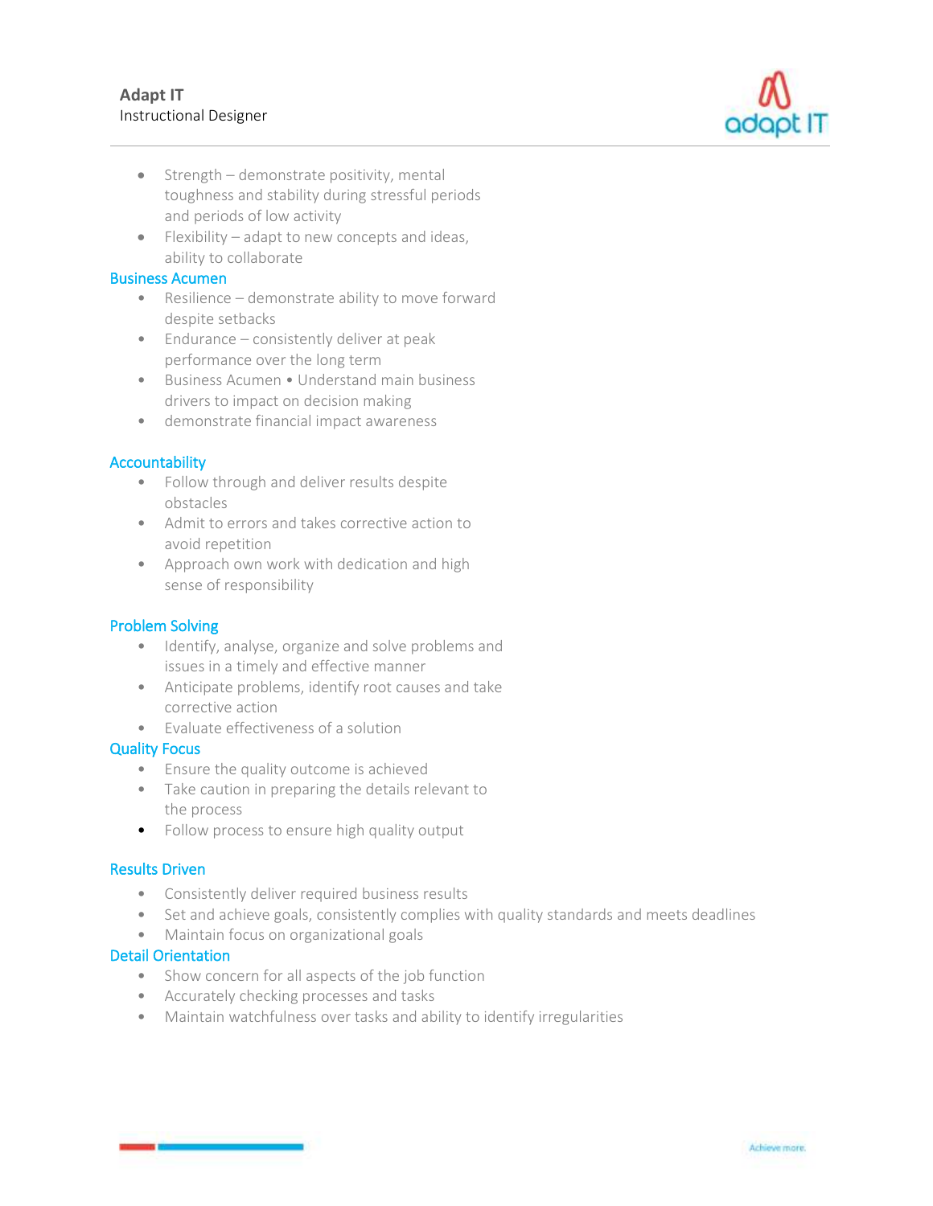- Strength – demonstrate positivity, mental toughness and stability during stressful periods and periods of low activity
- Flexibility – adapt to new concepts and ideas, ability to collaborate

## Business Acumen

- Resilience – demonstrate ability to move forward despite setbacks
- Endurance – consistently deliver at peak performance over the long term
- Business Acumen • Understand main business drivers to impact on decision making
- demonstrate financial impact awareness

## Accountability

- Follow through and deliver results despite obstacles
- Admit to errors and takes corrective action to avoid repetition
- Approach own work with dedication and high sense of responsibility

## Problem Solving

- Identify, analyse, organize and solve problems and issues in a timely and effective manner
- Anticipate problems, identify root causes and take corrective action
- Evaluate effectiveness of a solution

## Quality Focus

- Ensure the quality outcome is achieved
- Take caution in preparing the details relevant to the process
- Follow process to ensure high quality output

## Results Driven

- Consistently deliver required business results
- Set and achieve goals, consistently complies with quality standards and meets deadlines
- Maintain focus on organizational goals

## Detail Orientation

- Show concern for all aspects of the job function
- Accurately checking processes and tasks
- Maintain watchfulness over tasks and ability to identify irregularities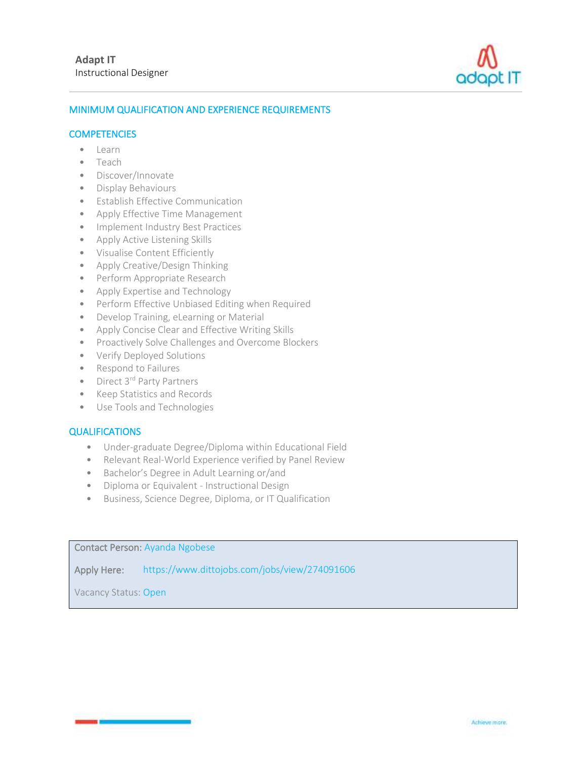## MINIMUM QUALIFICATION AND EXPERIENCE REQUIREMENTS

### COMPETENCIES

- Learn
- Teach
- Discover/Innovate
- Display Behaviours
- Establish Effective Communication
- Apply Effective Time Management
- Implement Industry Best Practices
- Apply Active Listening Skills
- Visualise Content Efficiently
- Apply Creative/Design Thinking
- Perform Appropriate Research
- Apply Expertise and Technology
- Perform Effective Unbiased Editing when Required
- Develop Training, eLearning or Material
- Apply Concise Clear and Effective Writing Skills
- Proactively Solve Challenges and Overcome Blockers
- Verify Deployed Solutions
- Respond to Failures
- Direct 3rd Party Partners
- Keep Statistics and Records
- Use Tools and Technologies

### QUALIFICATIONS

- Under-graduate Degree/Diploma within Educational Field
- Relevant Real-World Experience verified by Panel Review
- Bachelor's Degree in Adult Learning or/and
- Diploma or Equivalent - Instructional Design
- Business, Science Degree, Diploma, or IT Qualification

| |
|---|
| **Contact Person:** Ayanda Ngobese |
| **Apply Here:** https://www.dittojobs.com/jobs/view/274091606 |
| Vacancy Status: Open |